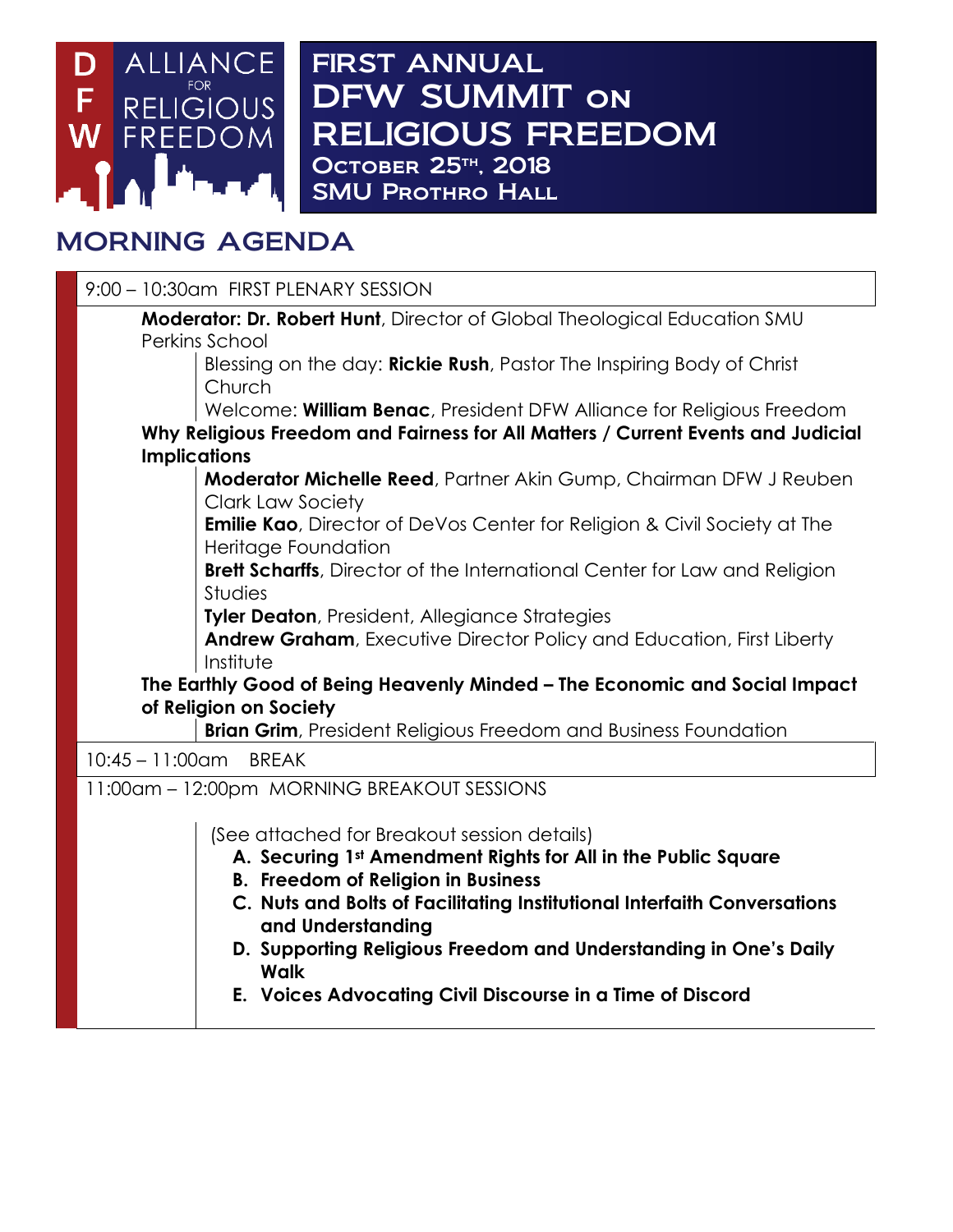DFW ALLIANCE FOR RELIGIOUS FREEDOM

# FIRST ANNUAL DFW SUMMIT ON RELIGIOUS FREEDOM

**October 25th, 2018**
**SMU Prothro Hall**

## MORNING AGENDA

9:00 – 10:30am FIRST PLENARY SESSION

**Moderator: Dr. Robert Hunt**, Director of Global Theological Education SMU Perkins School

Blessing on the day: **Rickie Rush**, Pastor The Inspiring Body of Christ Church

Welcome: **William Benac**, President DFW Alliance for Religious Freedom

**Why Religious Freedom and Fairness for All Matters / Current Events and Judicial Implications**

**Moderator Michelle Reed**, Partner Akin Gump, Chairman DFW J Reuben Clark Law Society

**Emilie Kao**, Director of DeVos Center for Religion & Civil Society at The Heritage Foundation

**Brett Scharffs**, Director of the International Center for Law and Religion Studies

**Tyler Deaton**, President, Allegiance Strategies

**Andrew Graham**, Executive Director Policy and Education, First Liberty Institute

**The Earthly Good of Being Heavenly Minded – The Economic and Social Impact of Religion on Society**

**Brian Grim**, President Religious Freedom and Business Foundation

10:45 – 11:00am BREAK

11:00am – 12:00pm MORNING BREAKOUT SESSIONS

(See attached for Breakout session details)

A. **Securing 1st Amendment Rights for All in the Public Square**
B. **Freedom of Religion in Business**
C. **Nuts and Bolts of Facilitating Institutional Interfaith Conversations and Understanding**
D. **Supporting Religious Freedom and Understanding in One's Daily Walk**
E. **Voices Advocating Civil Discourse in a Time of Discord**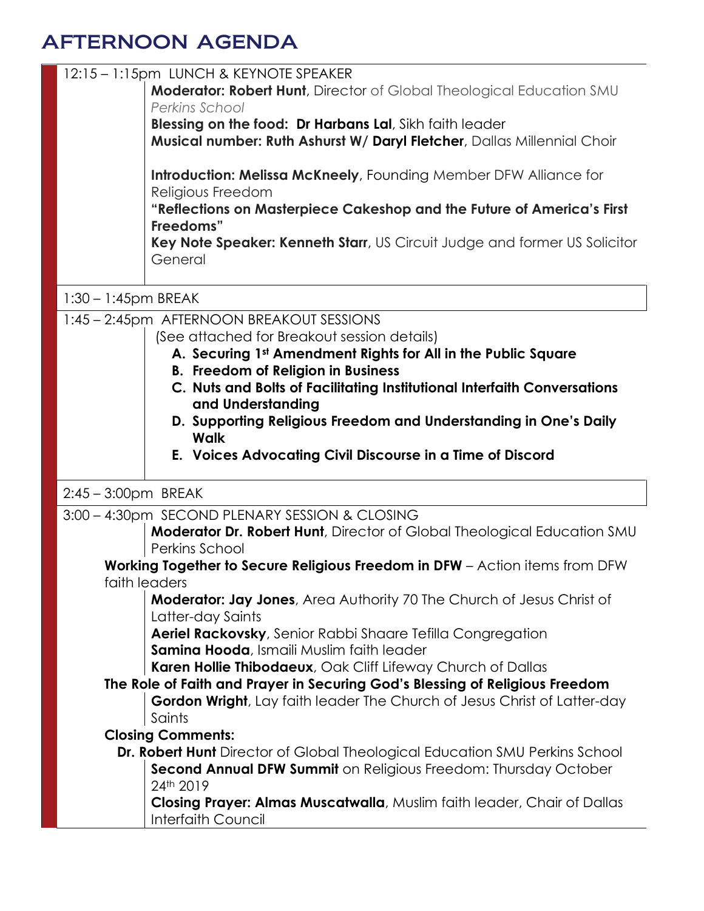# AFTERNOON AGENDA

12:15 – 1:15pm LUNCH & KEYNOTE SPEAKER

**Moderator: Robert Hunt**, Director of Global Theological Education SMU *Perkins School*

**Blessing on the food: Dr Harbans Lal**, Sikh faith leader

**Musical number: Ruth Ashurst W/ Daryl Fletcher**, Dallas Millennial Choir

**Introduction: Melissa McKneely**, Founding Member DFW Alliance for Religious Freedom

**"Reflections on Masterpiece Cakeshop and the Future of America's First Freedoms"**

**Key Note Speaker: Kenneth Starr**, US Circuit Judge and former US Solicitor General

1:30 – 1:45pm BREAK

1:45 – 2:45pm AFTERNOON BREAKOUT SESSIONS

(See attached for Breakout session details)

**A. Securing 1st Amendment Rights for All in the Public Square**
**B. Freedom of Religion in Business**
**C. Nuts and Bolts of Facilitating Institutional Interfaith Conversations and Understanding**
**D. Supporting Religious Freedom and Understanding in One's Daily Walk**
**E. Voices Advocating Civil Discourse in a Time of Discord**

2:45 – 3:00pm BREAK

3:00 – 4:30pm SECOND PLENARY SESSION & CLOSING

**Moderator Dr. Robert Hunt**, Director of Global Theological Education SMU Perkins School

**Working Together to Secure Religious Freedom in DFW** – Action items from DFW faith leaders

**Moderator: Jay Jones**, Area Authority 70 The Church of Jesus Christ of Latter-day Saints

**Aeriel Rackovsky**, Senior Rabbi Shaare Tefilla Congregation

**Samina Hooda**, Ismaili Muslim faith leader

**Karen Hollie Thibodaeux**, Oak Cliff Lifeway Church of Dallas

**The Role of Faith and Prayer in Securing God's Blessing of Religious Freedom**

**Gordon Wright**, Lay faith leader The Church of Jesus Christ of Latter-day Saints

**Closing Comments:**

**Dr. Robert Hunt** Director of Global Theological Education SMU Perkins School

**Second Annual DFW Summit** on Religious Freedom: Thursday October 24th 2019

**Closing Prayer: Almas Muscatwalla**, Muslim faith leader, Chair of Dallas Interfaith Council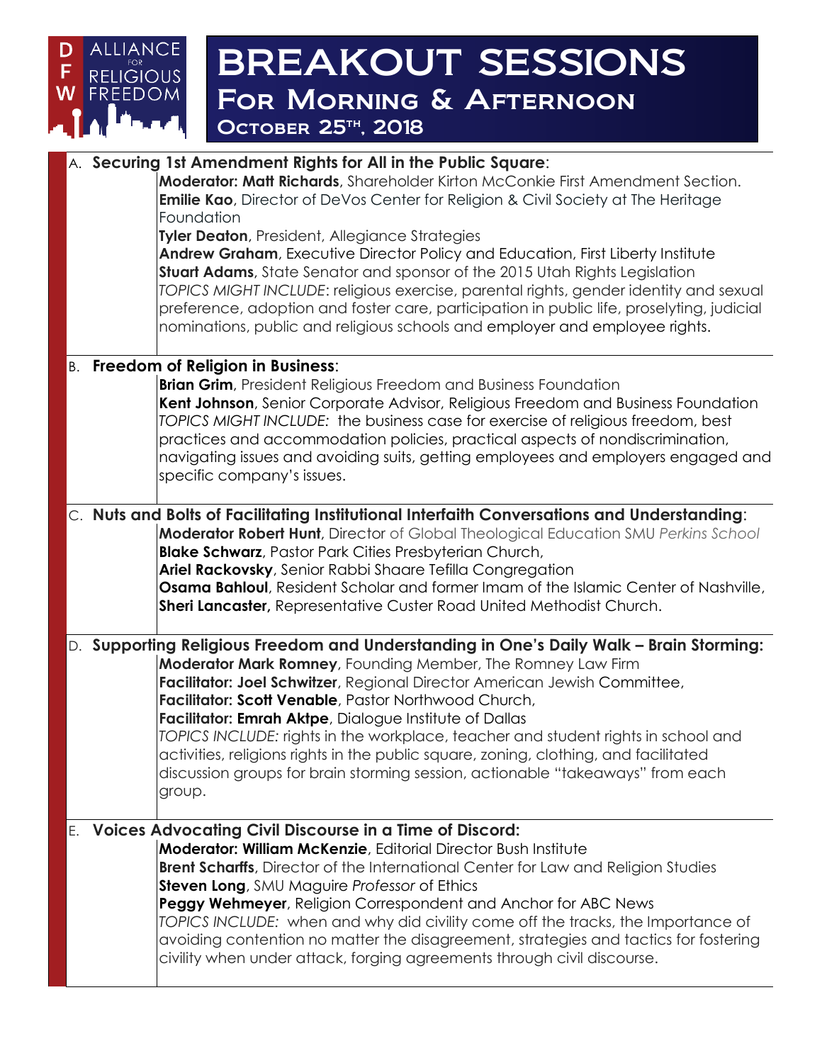DFW ALLIANCE FOR RELIGIOUS FREEDOM

# BREAKOUT SESSIONS

## For Morning & Afternoon

### October 25th, 2018

A. **Securing 1st Amendment Rights for All in the Public Square**:

**Moderator: Matt Richards**, Shareholder Kirton McConkie First Amendment Section.
**Emilie Kao**, Director of DeVos Center for Religion & Civil Society at The Heritage Foundation
**Tyler Deaton**, President, Allegiance Strategies
**Andrew Graham**, Executive Director Policy and Education, First Liberty Institute
**Stuart Adams**, State Senator and sponsor of the 2015 Utah Rights Legislation
*TOPICS MIGHT INCLUDE*: religious exercise, parental rights, gender identity and sexual preference, adoption and foster care, participation in public life, proselyting, judicial nominations, public and religious schools and employer and employee rights.

B. **Freedom of Religion in Business**:

**Brian Grim**, President Religious Freedom and Business Foundation
**Kent Johnson**, Senior Corporate Advisor, Religious Freedom and Business Foundation
*TOPICS MIGHT INCLUDE:* the business case for exercise of religious freedom, best practices and accommodation policies, practical aspects of nondiscrimination, navigating issues and avoiding suits, getting employees and employers engaged and specific company's issues.

C. **Nuts and Bolts of Facilitating Institutional Interfaith Conversations and Understanding**:

**Moderator Robert Hunt**, Director of Global Theological Education SMU *Perkins School*
**Blake Schwarz**, Pastor Park Cities Presbyterian Church,
**Ariel Rackovsky**, Senior Rabbi Shaare Tefilla Congregation
**Osama Bahloul**, Resident Scholar and former Imam of the Islamic Center of Nashville,
**Sheri Lancaster,** Representative Custer Road United Methodist Church.

D. **Supporting Religious Freedom and Understanding in One's Daily Walk – Brain Storming:**

**Moderator Mark Romney**, Founding Member, The Romney Law Firm
**Facilitator: Joel Schwitzer**, Regional Director American Jewish Committee,
**Facilitator: Scott Venable**, Pastor Northwood Church,
**Facilitator: Emrah Aktpe**, Dialogue Institute of Dallas
*TOPICS INCLUDE:* rights in the workplace, teacher and student rights in school and activities, religions rights in the public square, zoning, clothing, and facilitated discussion groups for brain storming session, actionable "takeaways" from each group.

E. **Voices Advocating Civil Discourse in a Time of Discord:**

**Moderator: William McKenzie**, Editorial Director Bush Institute
**Brent Scharffs**, Director of the International Center for Law and Religion Studies
**Steven Long**, SMU Maguire *Professor* of Ethics
**Peggy Wehmeyer**, Religion Correspondent and Anchor for ABC News
*TOPICS INCLUDE:* when and why did civility come off the tracks, the Importance of avoiding contention no matter the disagreement, strategies and tactics for fostering civility when under attack, forging agreements through civil discourse.